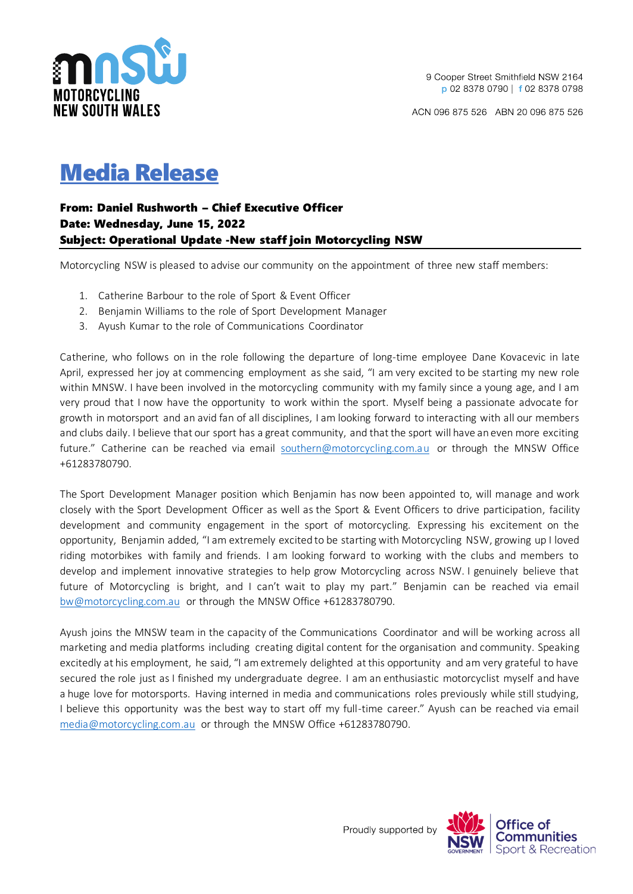MOTORCYCLING NEW SOUTH WALES

9 Cooper Street Smithfield NSW 2164
p 02 8378 0790 | f 02 8378 0798

ACN 096 875 526 ABN 20 096 875 526

# Media Release

**From: Daniel Rushworth – Chief Executive Officer**
**Date: Wednesday, June 15, 2022**
**Subject: Operational Update -New staff join Motorcycling NSW**

Motorcycling NSW is pleased to advise our community on the appointment of three new staff members:

1. Catherine Barbour to the role of Sport & Event Officer
2. Benjamin Williams to the role of Sport Development Manager
3. Ayush Kumar to the role of Communications Coordinator

Catherine, who follows on in the role following the departure of long-time employee Dane Kovacevic in late April, expressed her joy at commencing employment as she said, "I am very excited to be starting my new role within MNSW. I have been involved in the motorcycling community with my family since a young age, and I am very proud that I now have the opportunity to work within the sport. Myself being a passionate advocate for growth in motorsport and an avid fan of all disciplines, I am looking forward to interacting with all our members and clubs daily. I believe that our sport has a great community, and that the sport will have an even more exciting future." Catherine can be reached via email southern@motorcycling.com.au or through the MNSW Office +61283780790.

The Sport Development Manager position which Benjamin has now been appointed to, will manage and work closely with the Sport Development Officer as well as the Sport & Event Officers to drive participation, facility development and community engagement in the sport of motorcycling. Expressing his excitement on the opportunity, Benjamin added, "I am extremely excited to be starting with Motorcycling NSW, growing up I loved riding motorbikes with family and friends. I am looking forward to working with the clubs and members to develop and implement innovative strategies to help grow Motorcycling across NSW. I genuinely believe that future of Motorcycling is bright, and I can't wait to play my part." Benjamin can be reached via email bw@motorcycling.com.au or through the MNSW Office +61283780790.

Ayush joins the MNSW team in the capacity of the Communications Coordinator and will be working across all marketing and media platforms including creating digital content for the organisation and community. Speaking excitedly at his employment, he said, "I am extremely delighted at this opportunity and am very grateful to have secured the role just as I finished my undergraduate degree. I am an enthusiastic motorcyclist myself and have a huge love for motorsports. Having interned in media and communications roles previously while still studying, I believe this opportunity was the best way to start off my full-time career." Ayush can be reached via email media@motorcycling.com.au or through the MNSW Office +61283780790.

Proudly supported by NSW Government Office of Communities Sport & Recreation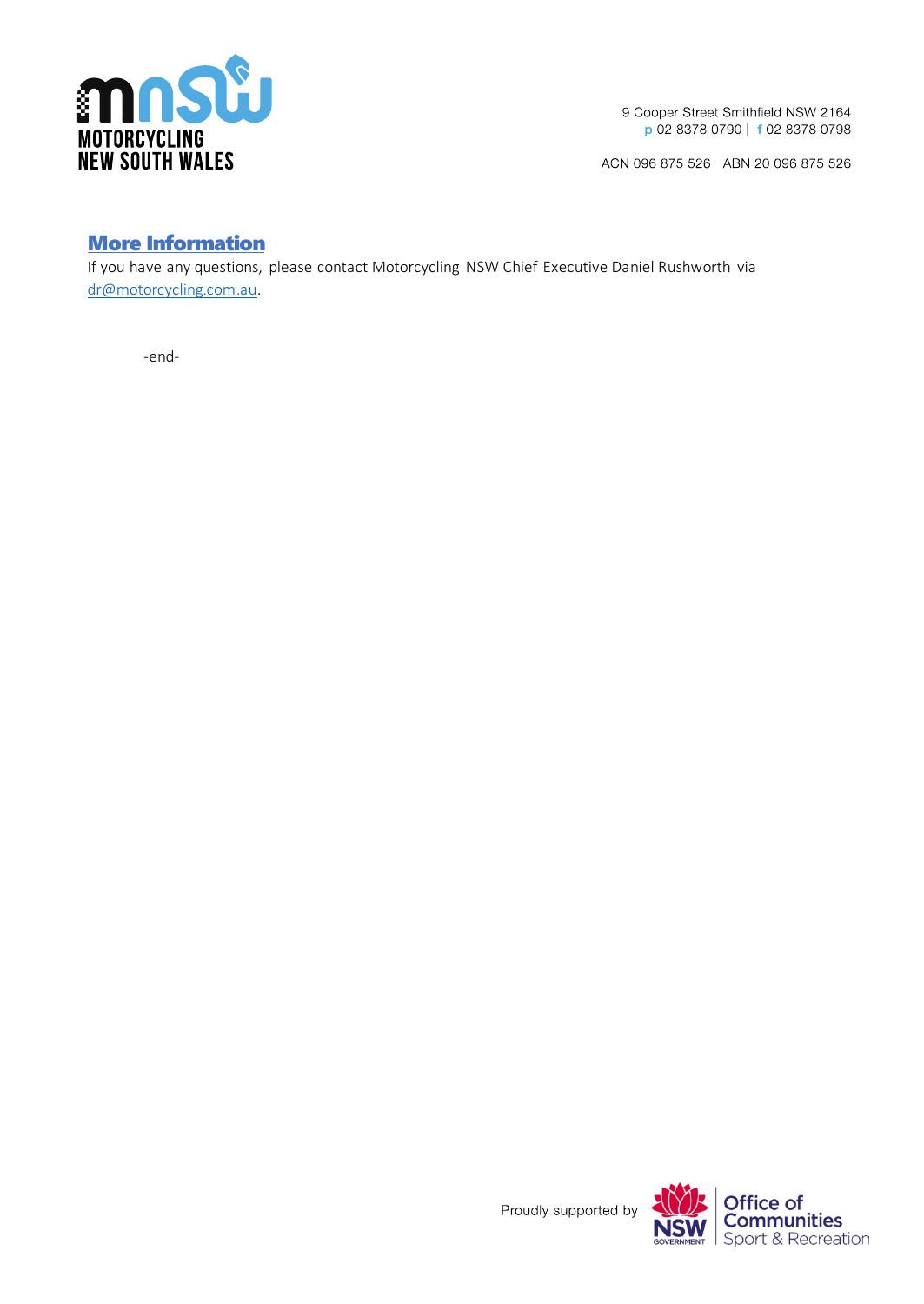## More Information

If you have any questions, please contact Motorcycling NSW Chief Executive Daniel Rushworth via dr@motorcycling.com.au.

-end-